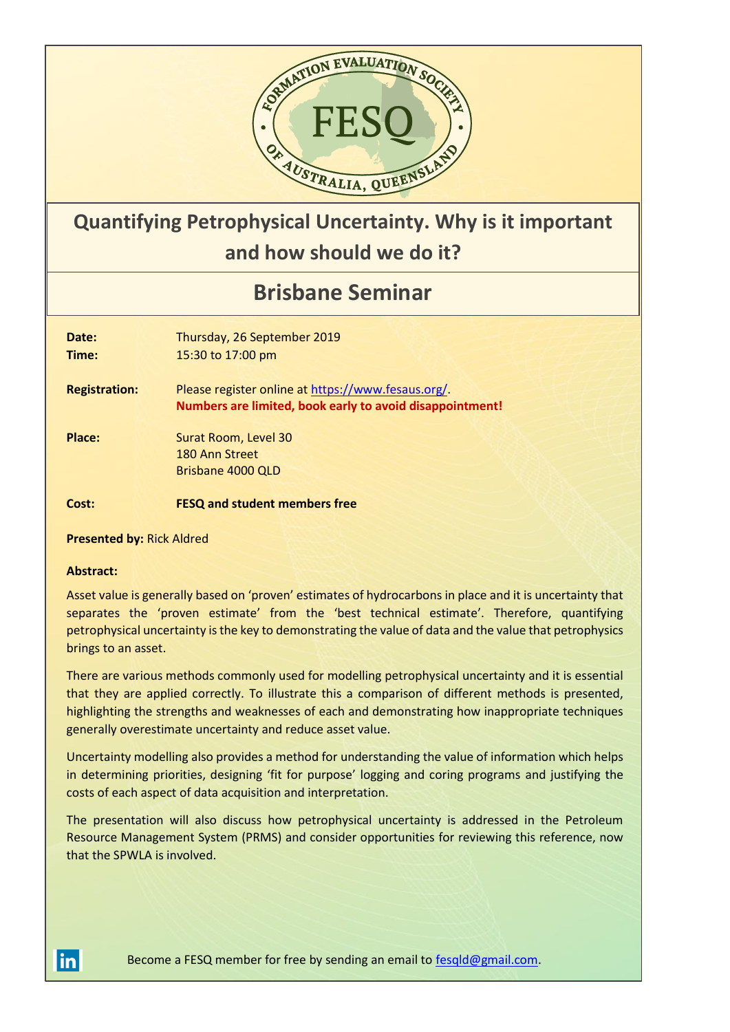FORMATION EVALUATION SOCIETY OF AUSTRALIA, QUEENSLAND

FESQ

# Quantifying Petrophysical Uncertainty. Why is it important and how should we do it?

## Brisbane Seminar

**Date:** Thursday, 26 September 2019

**Time:** 15:30 to 17:00 pm

**Registration:** Please register online at https://www.fesaus.org/.
**Numbers are limited, book early to avoid disappointment!**

**Place:** Surat Room, Level 30
180 Ann Street
Brisbane 4000 QLD

**Cost:** **FESQ and student members free**

**Presented by:** Rick Aldred

**Abstract:**

Asset value is generally based on 'proven' estimates of hydrocarbons in place and it is uncertainty that separates the 'proven estimate' from the 'best technical estimate'. Therefore, quantifying petrophysical uncertainty is the key to demonstrating the value of data and the value that petrophysics brings to an asset.

There are various methods commonly used for modelling petrophysical uncertainty and it is essential that they are applied correctly. To illustrate this a comparison of different methods is presented, highlighting the strengths and weaknesses of each and demonstrating how inappropriate techniques generally overestimate uncertainty and reduce asset value.

Uncertainty modelling also provides a method for understanding the value of information which helps in determining priorities, designing 'fit for purpose' logging and coring programs and justifying the costs of each aspect of data acquisition and interpretation.

The presentation will also discuss how petrophysical uncertainty is addressed in the Petroleum Resource Management System (PRMS) and consider opportunities for reviewing this reference, now that the SPWLA is involved.

Become a FESQ member for free by sending an email to fesqld@gmail.com.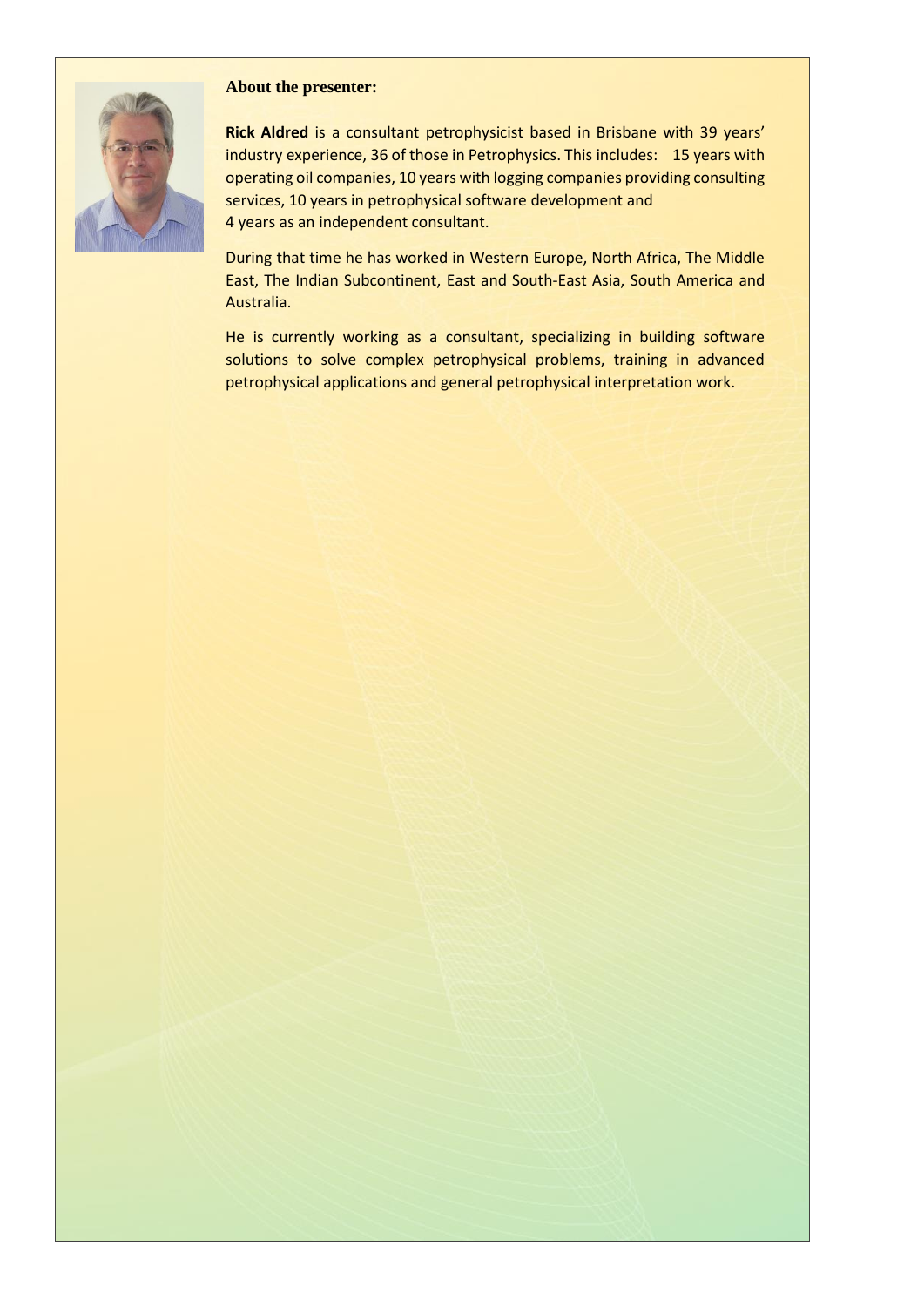**About the presenter:**

**Rick Aldred** is a consultant petrophysicist based in Brisbane with 39 years' industry experience, 36 of those in Petrophysics. This includes: 15 years with operating oil companies, 10 years with logging companies providing consulting services, 10 years in petrophysical software development and 4 years as an independent consultant.

During that time he has worked in Western Europe, North Africa, The Middle East, The Indian Subcontinent, East and South-East Asia, South America and Australia.

He is currently working as a consultant, specializing in building software solutions to solve complex petrophysical problems, training in advanced petrophysical applications and general petrophysical interpretation work.